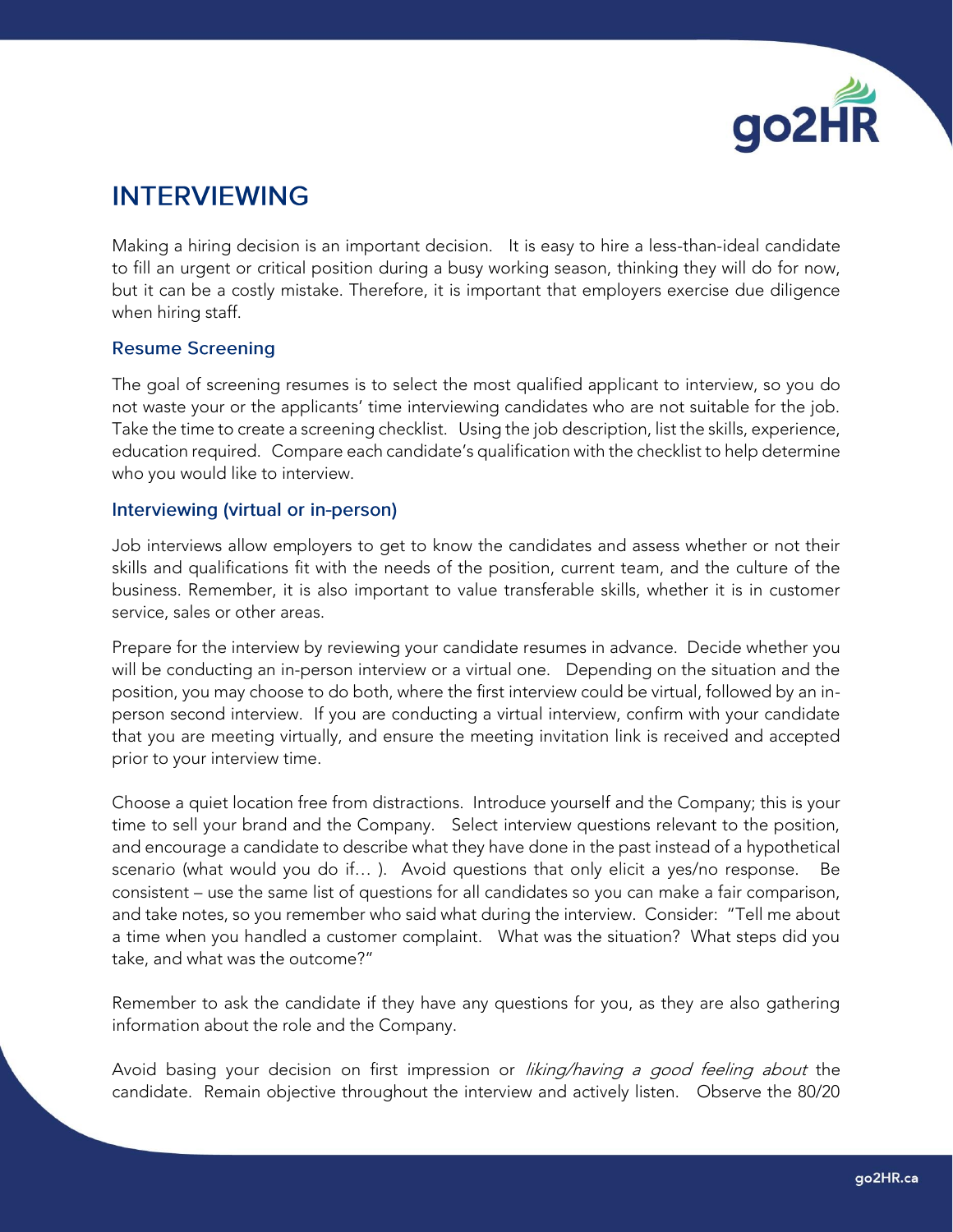# INTERVIEWING

Making a hiring decision is an important decision. It is easy to hire a less-than-ideal candidate to fill an urgent or critical position during a busy working season, thinking they will do for now, but it can be a costly mistake. Therefore, it is important that employers exercise due diligence when hiring staff.

## Resume Screening

The goal of screening resumes is to select the most qualified applicant to interview, so you do not waste your or the applicants' time interviewing candidates who are not suitable for the job. Take the time to create a screening checklist. Using the job description, list the skills, experience, education required. Compare each candidate's qualification with the checklist to help determine who you would like to interview.

## Interviewing (virtual or in-person)

Job interviews allow employers to get to know the candidates and assess whether or not their skills and qualifications fit with the needs of the position, current team, and the culture of the business. Remember, it is also important to value transferable skills, whether it is in customer service, sales or other areas.

Prepare for the interview by reviewing your candidate resumes in advance. Decide whether you will be conducting an in-person interview or a virtual one. Depending on the situation and the position, you may choose to do both, where the first interview could be virtual, followed by an in-person second interview. If you are conducting a virtual interview, confirm with your candidate that you are meeting virtually, and ensure the meeting invitation link is received and accepted prior to your interview time.

Choose a quiet location free from distractions. Introduce yourself and the Company; this is your time to sell your brand and the Company. Select interview questions relevant to the position, and encourage a candidate to describe what they have done in the past instead of a hypothetical scenario (what would you do if… ). Avoid questions that only elicit a yes/no response. Be consistent – use the same list of questions for all candidates so you can make a fair comparison, and take notes, so you remember who said what during the interview. Consider: "Tell me about a time when you handled a customer complaint. What was the situation? What steps did you take, and what was the outcome?"

Remember to ask the candidate if they have any questions for you, as they are also gathering information about the role and the Company.

Avoid basing your decision on first impression or *liking/having a good feeling about* the candidate. Remain objective throughout the interview and actively listen. Observe the 80/20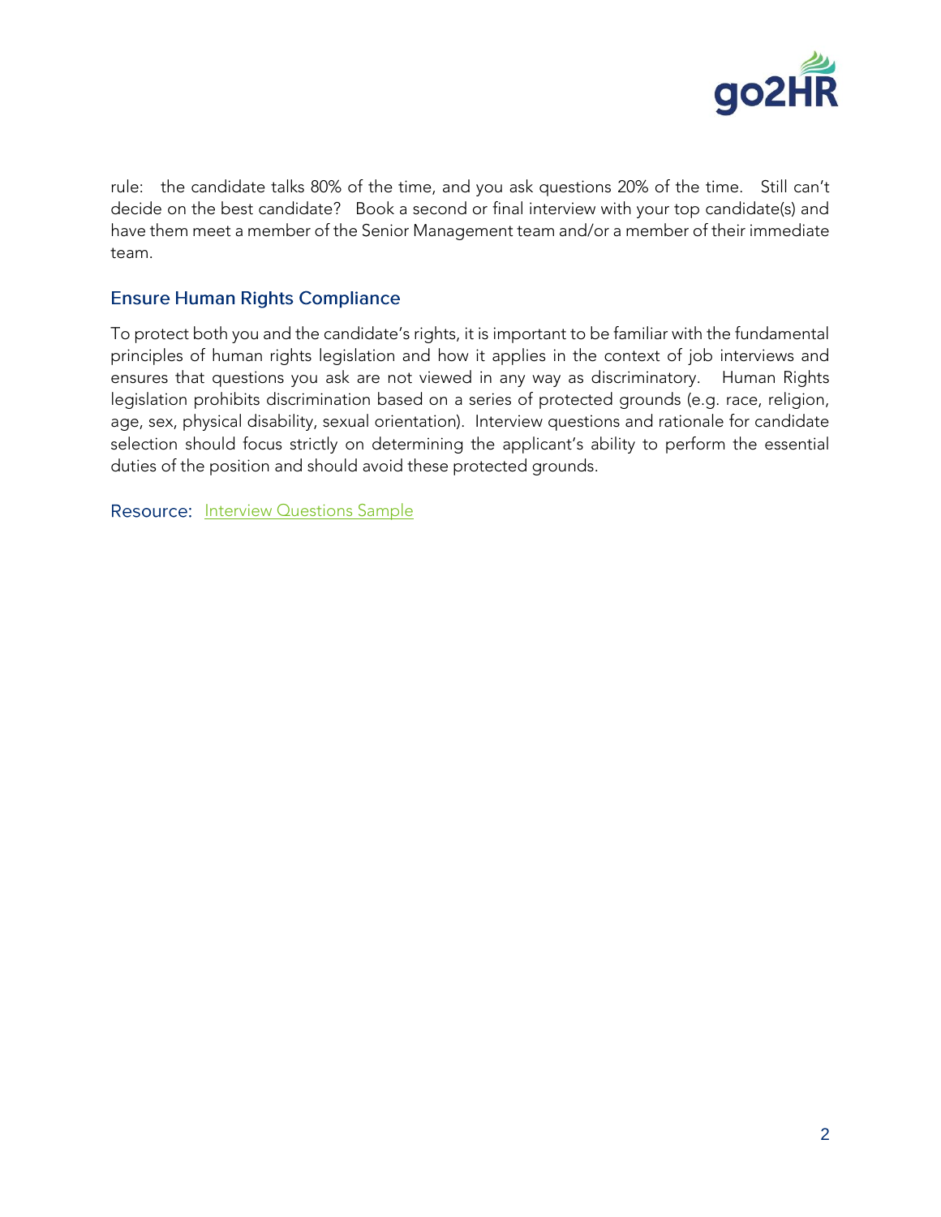rule: the candidate talks 80% of the time, and you ask questions 20% of the time. Still can't decide on the best candidate? Book a second or final interview with your top candidate(s) and have them meet a member of the Senior Management team and/or a member of their immediate team.

## Ensure Human Rights Compliance

To protect both you and the candidate's rights, it is important to be familiar with the fundamental principles of human rights legislation and how it applies in the context of job interviews and ensures that questions you ask are not viewed in any way as discriminatory. Human Rights legislation prohibits discrimination based on a series of protected grounds (e.g. race, religion, age, sex, physical disability, sexual orientation). Interview questions and rationale for candidate selection should focus strictly on determining the applicant's ability to perform the essential duties of the position and should avoid these protected grounds.

Resource: Interview Questions Sample